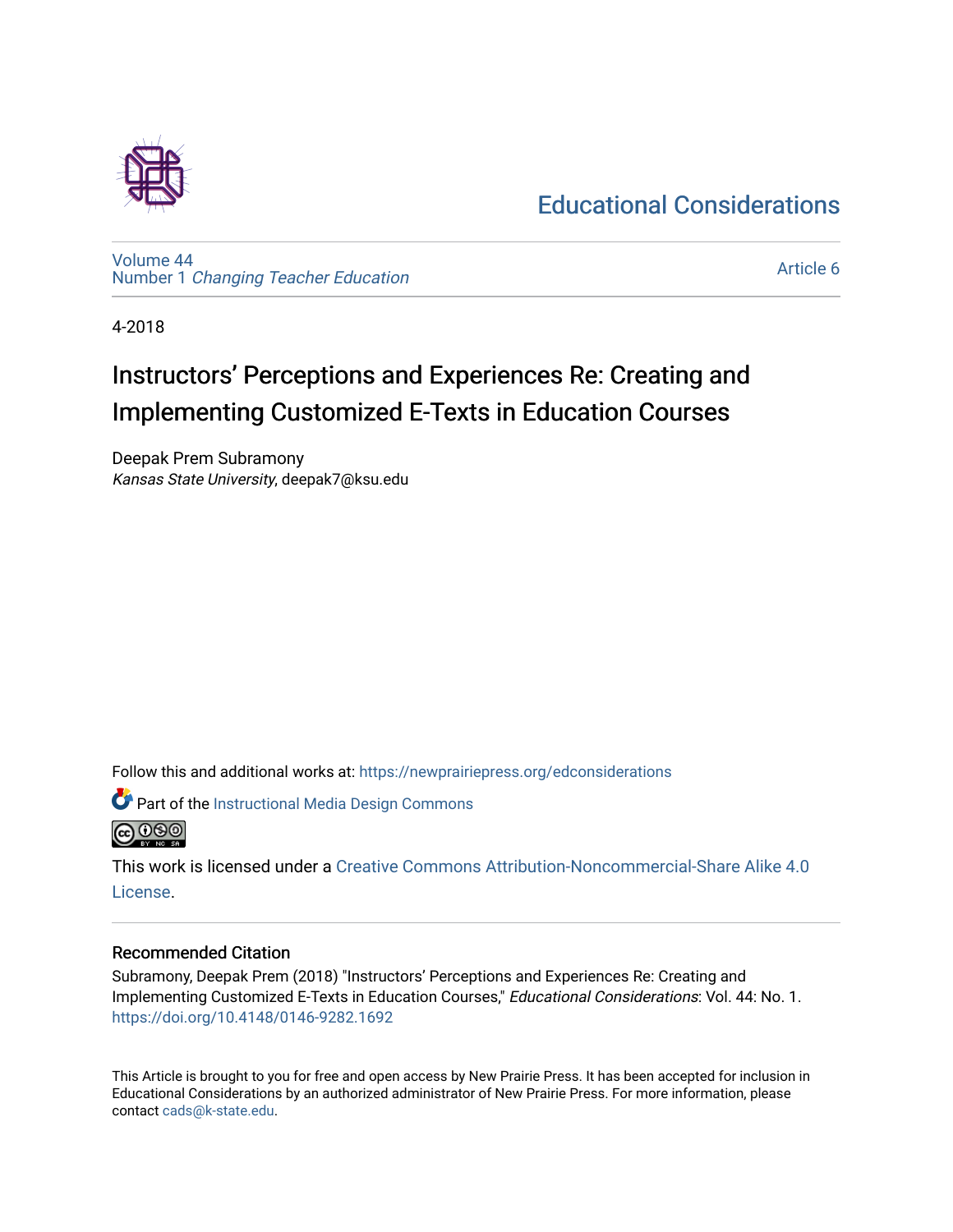# Educational Considerations

Volume 44
Number 1 *Changing Teacher Education*

Article 6

4-2018

# Instructors' Perceptions and Experiences Re: Creating and Implementing Customized E-Texts in Education Courses

Deepak Prem Subramony
*Kansas State University*, deepak7@ksu.edu

Follow this and additional works at: https://newprairiepress.org/edconsiderations

Part of the Instructional Media Design Commons

This work is licensed under a Creative Commons Attribution-Noncommercial-Share Alike 4.0 License.

## Recommended Citation

Subramony, Deepak Prem (2018) "Instructors' Perceptions and Experiences Re: Creating and Implementing Customized E-Texts in Education Courses," *Educational Considerations*: Vol. 44: No. 1. https://doi.org/10.4148/0146-9282.1692

This Article is brought to you for free and open access by New Prairie Press. It has been accepted for inclusion in Educational Considerations by an authorized administrator of New Prairie Press. For more information, please contact cads@k-state.edu.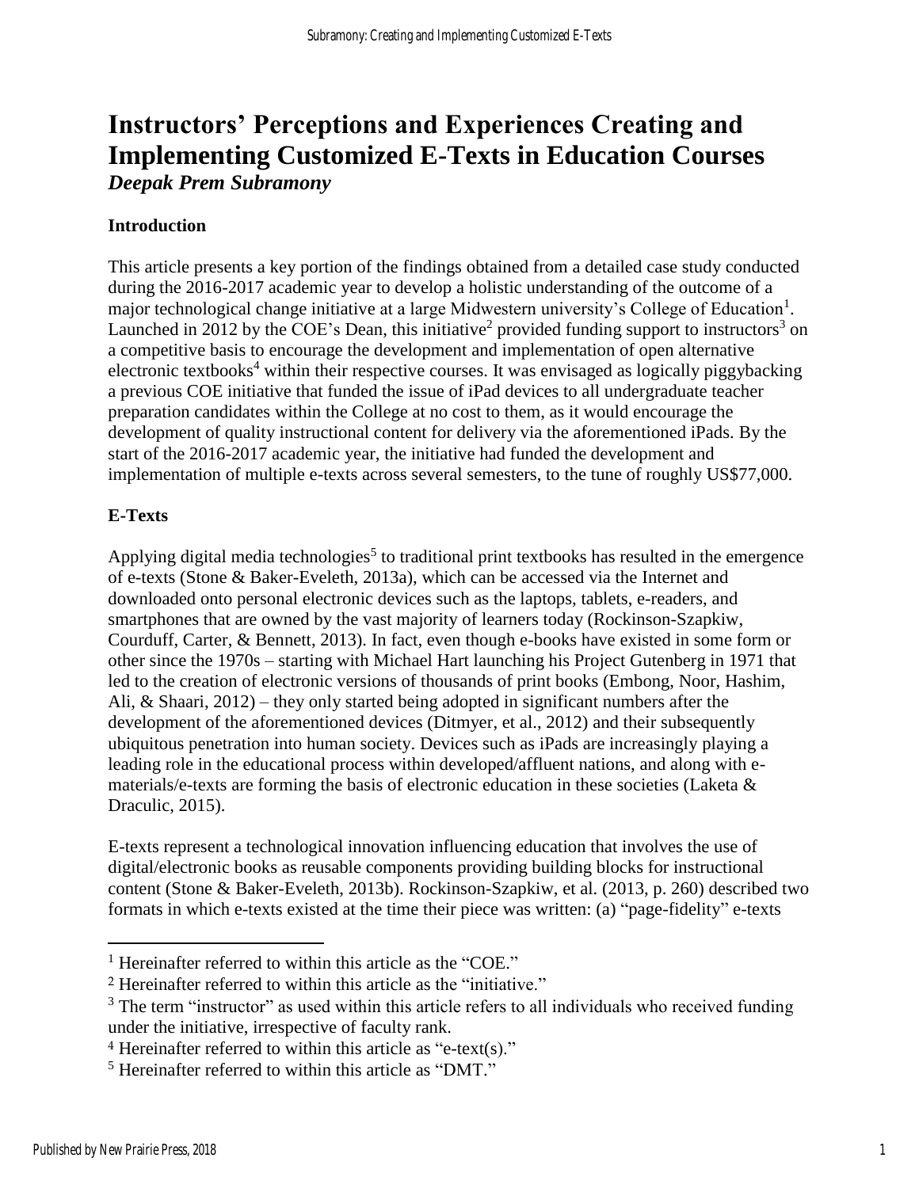# Instructors' Perceptions and Experiences Creating and Implementing Customized E-Texts in Education Courses

***Deepak Prem Subramony***

## Introduction

This article presents a key portion of the findings obtained from a detailed case study conducted during the 2016-2017 academic year to develop a holistic understanding of the outcome of a major technological change initiative at a large Midwestern university's College of Education[1]. Launched in 2012 by the COE's Dean, this initiative[2] provided funding support to instructors[3] on a competitive basis to encourage the development and implementation of open alternative electronic textbooks[4] within their respective courses. It was envisaged as logically piggybacking a previous COE initiative that funded the issue of iPad devices to all undergraduate teacher preparation candidates within the College at no cost to them, as it would encourage the development of quality instructional content for delivery via the aforementioned iPads. By the start of the 2016-2017 academic year, the initiative had funded the development and implementation of multiple e-texts across several semesters, to the tune of roughly US$77,000.

## E-Texts

Applying digital media technologies[5] to traditional print textbooks has resulted in the emergence of e-texts (Stone & Baker-Eveleth, 2013a), which can be accessed via the Internet and downloaded onto personal electronic devices such as the laptops, tablets, e-readers, and smartphones that are owned by the vast majority of learners today (Rockinson-Szapkiw, Courduff, Carter, & Bennett, 2013). In fact, even though e-books have existed in some form or other since the 1970s – starting with Michael Hart launching his Project Gutenberg in 1971 that led to the creation of electronic versions of thousands of print books (Embong, Noor, Hashim, Ali, & Shaari, 2012) – they only started being adopted in significant numbers after the development of the aforementioned devices (Ditmyer, et al., 2012) and their subsequently ubiquitous penetration into human society. Devices such as iPads are increasingly playing a leading role in the educational process within developed/affluent nations, and along with e-materials/e-texts are forming the basis of electronic education in these societies (Laketa & Draculic, 2015).

E-texts represent a technological innovation influencing education that involves the use of digital/electronic books as reusable components providing building blocks for instructional content (Stone & Baker-Eveleth, 2013b). Rockinson-Szapkiw, et al. (2013, p. 260) described two formats in which e-texts existed at the time their piece was written: (a) "page-fidelity" e-texts

---

[1] Hereinafter referred to within this article as the "COE."

[2] Hereinafter referred to within this article as the "initiative."

[3] The term "instructor" as used within this article refers to all individuals who received funding under the initiative, irrespective of faculty rank.

[4] Hereinafter referred to within this article as "e-text(s)."

[5] Hereinafter referred to within this article as "DMT."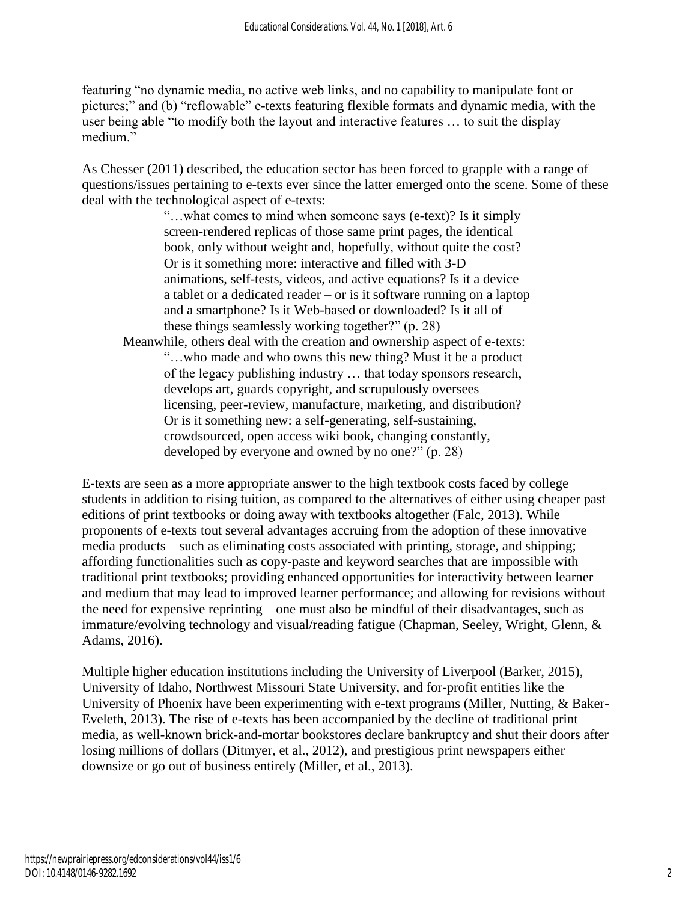featuring "no dynamic media, no active web links, and no capability to manipulate font or pictures;" and (b) "reflowable" e-texts featuring flexible formats and dynamic media, with the user being able "to modify both the layout and interactive features … to suit the display medium."

As Chesser (2011) described, the education sector has been forced to grapple with a range of questions/issues pertaining to e-texts ever since the latter emerged onto the scene. Some of these deal with the technological aspect of e-texts:

> "…what comes to mind when someone says (e-text)? Is it simply screen-rendered replicas of those same print pages, the identical book, only without weight and, hopefully, without quite the cost? Or is it something more: interactive and filled with 3-D animations, self-tests, videos, and active equations? Is it a device – a tablet or a dedicated reader – or is it software running on a laptop and a smartphone? Is it Web-based or downloaded? Is it all of these things seamlessly working together?" (p. 28)

Meanwhile, others deal with the creation and ownership aspect of e-texts:

> "…who made and who owns this new thing? Must it be a product of the legacy publishing industry … that today sponsors research, develops art, guards copyright, and scrupulously oversees licensing, peer-review, manufacture, marketing, and distribution? Or is it something new: a self-generating, self-sustaining, crowdsourced, open access wiki book, changing constantly, developed by everyone and owned by no one?" (p. 28)

E-texts are seen as a more appropriate answer to the high textbook costs faced by college students in addition to rising tuition, as compared to the alternatives of either using cheaper past editions of print textbooks or doing away with textbooks altogether (Falc, 2013). While proponents of e-texts tout several advantages accruing from the adoption of these innovative media products – such as eliminating costs associated with printing, storage, and shipping; affording functionalities such as copy-paste and keyword searches that are impossible with traditional print textbooks; providing enhanced opportunities for interactivity between learner and medium that may lead to improved learner performance; and allowing for revisions without the need for expensive reprinting – one must also be mindful of their disadvantages, such as immature/evolving technology and visual/reading fatigue (Chapman, Seeley, Wright, Glenn, & Adams, 2016).

Multiple higher education institutions including the University of Liverpool (Barker, 2015), University of Idaho, Northwest Missouri State University, and for-profit entities like the University of Phoenix have been experimenting with e-text programs (Miller, Nutting, & Baker-Eveleth, 2013). The rise of e-texts has been accompanied by the decline of traditional print media, as well-known brick-and-mortar bookstores declare bankruptcy and shut their doors after losing millions of dollars (Ditmyer, et al., 2012), and prestigious print newspapers either downsize or go out of business entirely (Miller, et al., 2013).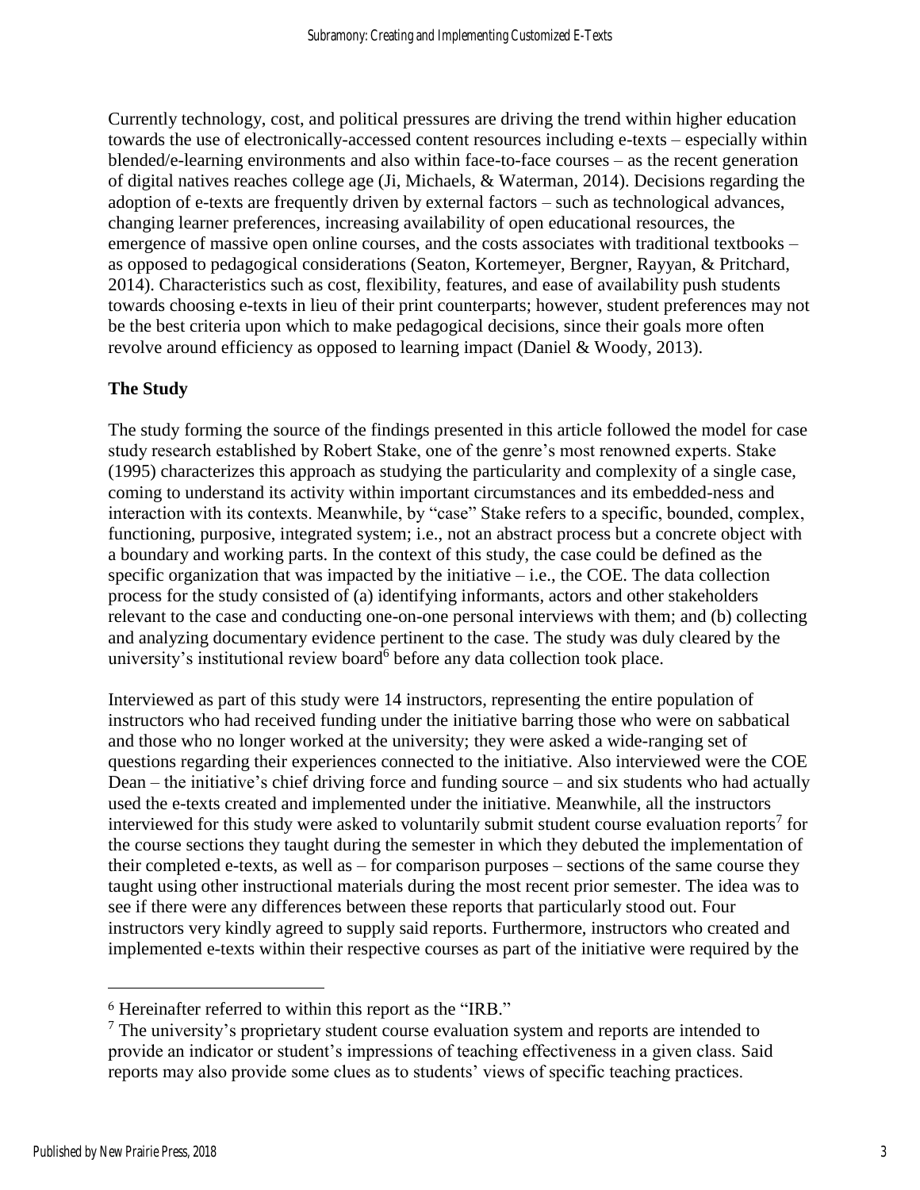Currently technology, cost, and political pressures are driving the trend within higher education towards the use of electronically-accessed content resources including e-texts – especially within blended/e-learning environments and also within face-to-face courses – as the recent generation of digital natives reaches college age (Ji, Michaels, & Waterman, 2014). Decisions regarding the adoption of e-texts are frequently driven by external factors – such as technological advances, changing learner preferences, increasing availability of open educational resources, the emergence of massive open online courses, and the costs associates with traditional textbooks – as opposed to pedagogical considerations (Seaton, Kortemeyer, Bergner, Rayyan, & Pritchard, 2014). Characteristics such as cost, flexibility, features, and ease of availability push students towards choosing e-texts in lieu of their print counterparts; however, student preferences may not be the best criteria upon which to make pedagogical decisions, since their goals more often revolve around efficiency as opposed to learning impact (Daniel & Woody, 2013).

## The Study

The study forming the source of the findings presented in this article followed the model for case study research established by Robert Stake, one of the genre's most renowned experts. Stake (1995) characterizes this approach as studying the particularity and complexity of a single case, coming to understand its activity within important circumstances and its embedded-ness and interaction with its contexts. Meanwhile, by "case" Stake refers to a specific, bounded, complex, functioning, purposive, integrated system; i.e., not an abstract process but a concrete object with a boundary and working parts. In the context of this study, the case could be defined as the specific organization that was impacted by the initiative – i.e., the COE. The data collection process for the study consisted of (a) identifying informants, actors and other stakeholders relevant to the case and conducting one-on-one personal interviews with them; and (b) collecting and analyzing documentary evidence pertinent to the case. The study was duly cleared by the university's institutional review board[6] before any data collection took place.

Interviewed as part of this study were 14 instructors, representing the entire population of instructors who had received funding under the initiative barring those who were on sabbatical and those who no longer worked at the university; they were asked a wide-ranging set of questions regarding their experiences connected to the initiative. Also interviewed were the COE Dean – the initiative's chief driving force and funding source – and six students who had actually used the e-texts created and implemented under the initiative. Meanwhile, all the instructors interviewed for this study were asked to voluntarily submit student course evaluation reports[7] for the course sections they taught during the semester in which they debuted the implementation of their completed e-texts, as well as – for comparison purposes – sections of the same course they taught using other instructional materials during the most recent prior semester. The idea was to see if there were any differences between these reports that particularly stood out. Four instructors very kindly agreed to supply said reports. Furthermore, instructors who created and implemented e-texts within their respective courses as part of the initiative were required by the

---

[6] Hereinafter referred to within this report as the "IRB."

[7] The university's proprietary student course evaluation system and reports are intended to provide an indicator or student's impressions of teaching effectiveness in a given class. Said reports may also provide some clues as to students' views of specific teaching practices.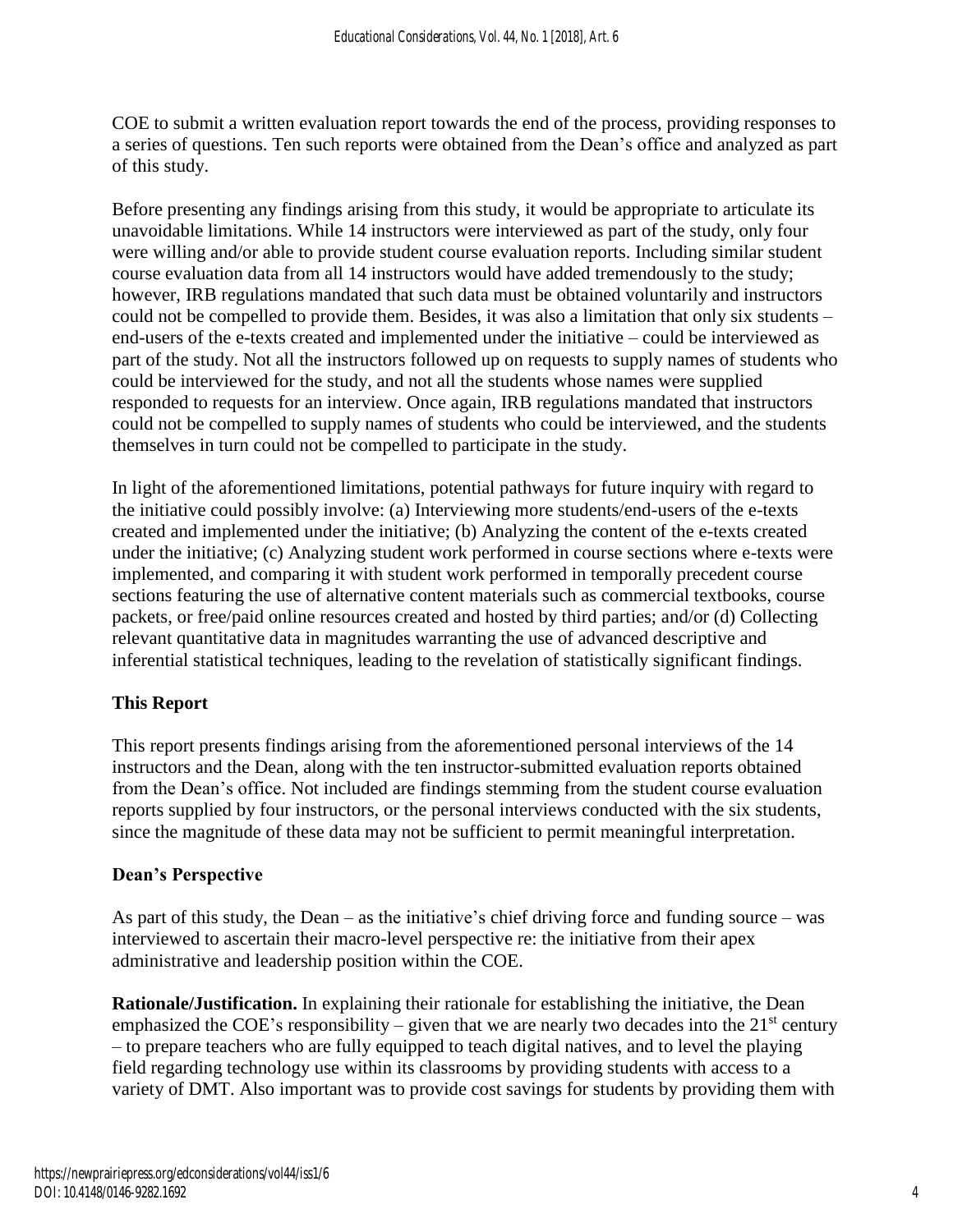COE to submit a written evaluation report towards the end of the process, providing responses to a series of questions. Ten such reports were obtained from the Dean's office and analyzed as part of this study.

Before presenting any findings arising from this study, it would be appropriate to articulate its unavoidable limitations. While 14 instructors were interviewed as part of the study, only four were willing and/or able to provide student course evaluation reports. Including similar student course evaluation data from all 14 instructors would have added tremendously to the study; however, IRB regulations mandated that such data must be obtained voluntarily and instructors could not be compelled to provide them. Besides, it was also a limitation that only six students – end-users of the e-texts created and implemented under the initiative – could be interviewed as part of the study. Not all the instructors followed up on requests to supply names of students who could be interviewed for the study, and not all the students whose names were supplied responded to requests for an interview. Once again, IRB regulations mandated that instructors could not be compelled to supply names of students who could be interviewed, and the students themselves in turn could not be compelled to participate in the study.

In light of the aforementioned limitations, potential pathways for future inquiry with regard to the initiative could possibly involve: (a) Interviewing more students/end-users of the e-texts created and implemented under the initiative; (b) Analyzing the content of the e-texts created under the initiative; (c) Analyzing student work performed in course sections where e-texts were implemented, and comparing it with student work performed in temporally precedent course sections featuring the use of alternative content materials such as commercial textbooks, course packets, or free/paid online resources created and hosted by third parties; and/or (d) Collecting relevant quantitative data in magnitudes warranting the use of advanced descriptive and inferential statistical techniques, leading to the revelation of statistically significant findings.

## This Report

This report presents findings arising from the aforementioned personal interviews of the 14 instructors and the Dean, along with the ten instructor-submitted evaluation reports obtained from the Dean's office. Not included are findings stemming from the student course evaluation reports supplied by four instructors, or the personal interviews conducted with the six students, since the magnitude of these data may not be sufficient to permit meaningful interpretation.

## Dean's Perspective

As part of this study, the Dean – as the initiative's chief driving force and funding source – was interviewed to ascertain their macro-level perspective re: the initiative from their apex administrative and leadership position within the COE.

**Rationale/Justification.** In explaining their rationale for establishing the initiative, the Dean emphasized the COE's responsibility – given that we are nearly two decades into the 21st century – to prepare teachers who are fully equipped to teach digital natives, and to level the playing field regarding technology use within its classrooms by providing students with access to a variety of DMT. Also important was to provide cost savings for students by providing them with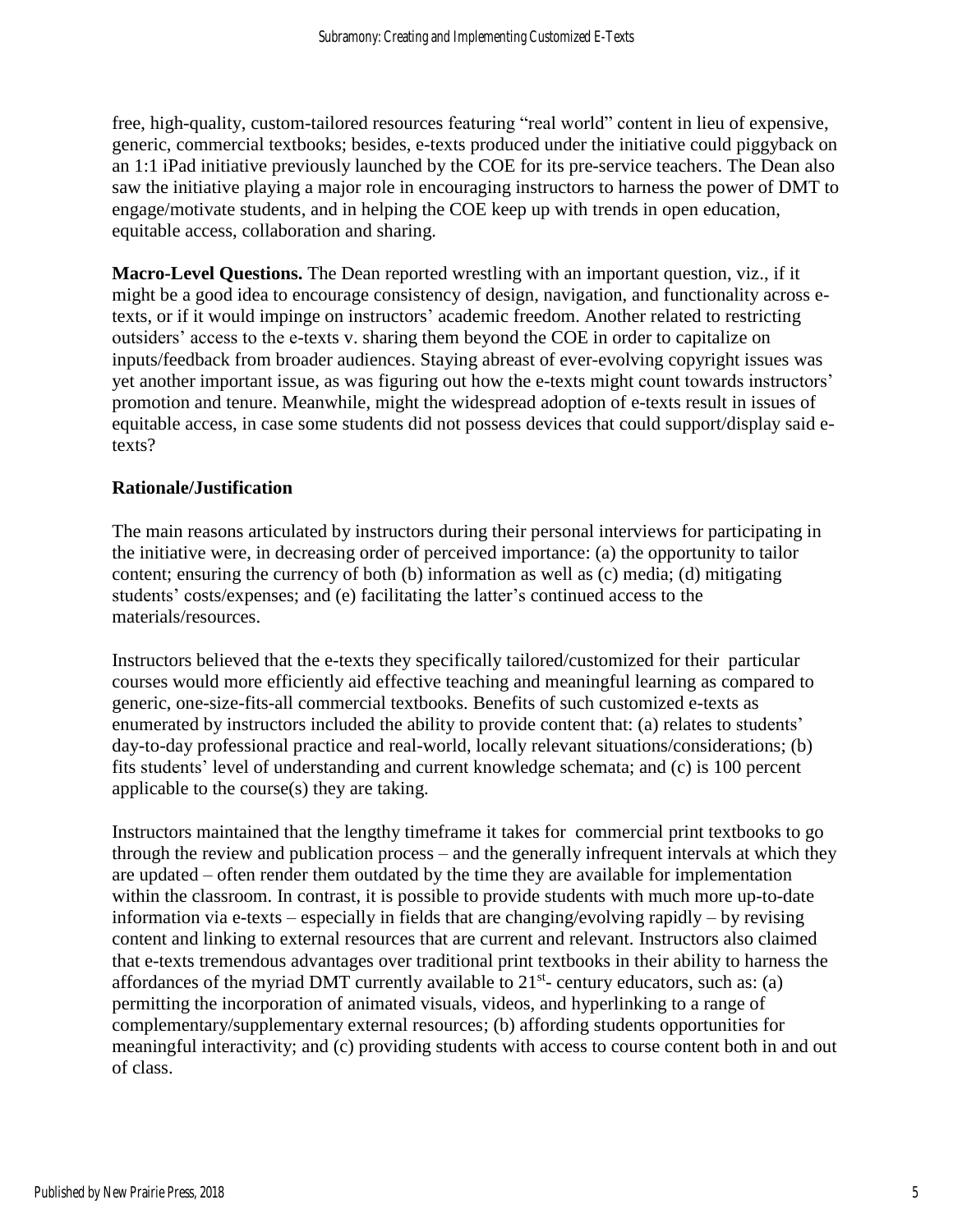free, high-quality, custom-tailored resources featuring "real world" content in lieu of expensive, generic, commercial textbooks; besides, e-texts produced under the initiative could piggyback on an 1:1 iPad initiative previously launched by the COE for its pre-service teachers. The Dean also saw the initiative playing a major role in encouraging instructors to harness the power of DMT to engage/motivate students, and in helping the COE keep up with trends in open education, equitable access, collaboration and sharing.

**Macro-Level Questions.** The Dean reported wrestling with an important question, viz., if it might be a good idea to encourage consistency of design, navigation, and functionality across e-texts, or if it would impinge on instructors' academic freedom. Another related to restricting outsiders' access to the e-texts v. sharing them beyond the COE in order to capitalize on inputs/feedback from broader audiences. Staying abreast of ever-evolving copyright issues was yet another important issue, as was figuring out how the e-texts might count towards instructors' promotion and tenure. Meanwhile, might the widespread adoption of e-texts result in issues of equitable access, in case some students did not possess devices that could support/display said e-texts?

### Rationale/Justification

The main reasons articulated by instructors during their personal interviews for participating in the initiative were, in decreasing order of perceived importance: (a) the opportunity to tailor content; ensuring the currency of both (b) information as well as (c) media; (d) mitigating students' costs/expenses; and (e) facilitating the latter's continued access to the materials/resources.

Instructors believed that the e-texts they specifically tailored/customized for their particular courses would more efficiently aid effective teaching and meaningful learning as compared to generic, one-size-fits-all commercial textbooks. Benefits of such customized e-texts as enumerated by instructors included the ability to provide content that: (a) relates to students' day-to-day professional practice and real-world, locally relevant situations/considerations; (b) fits students' level of understanding and current knowledge schemata; and (c) is 100 percent applicable to the course(s) they are taking.

Instructors maintained that the lengthy timeframe it takes for commercial print textbooks to go through the review and publication process – and the generally infrequent intervals at which they are updated – often render them outdated by the time they are available for implementation within the classroom. In contrast, it is possible to provide students with much more up-to-date information via e-texts – especially in fields that are changing/evolving rapidly – by revising content and linking to external resources that are current and relevant. Instructors also claimed that e-texts tremendous advantages over traditional print textbooks in their ability to harness the affordances of the myriad DMT currently available to 21st- century educators, such as: (a) permitting the incorporation of animated visuals, videos, and hyperlinking to a range of complementary/supplementary external resources; (b) affording students opportunities for meaningful interactivity; and (c) providing students with access to course content both in and out of class.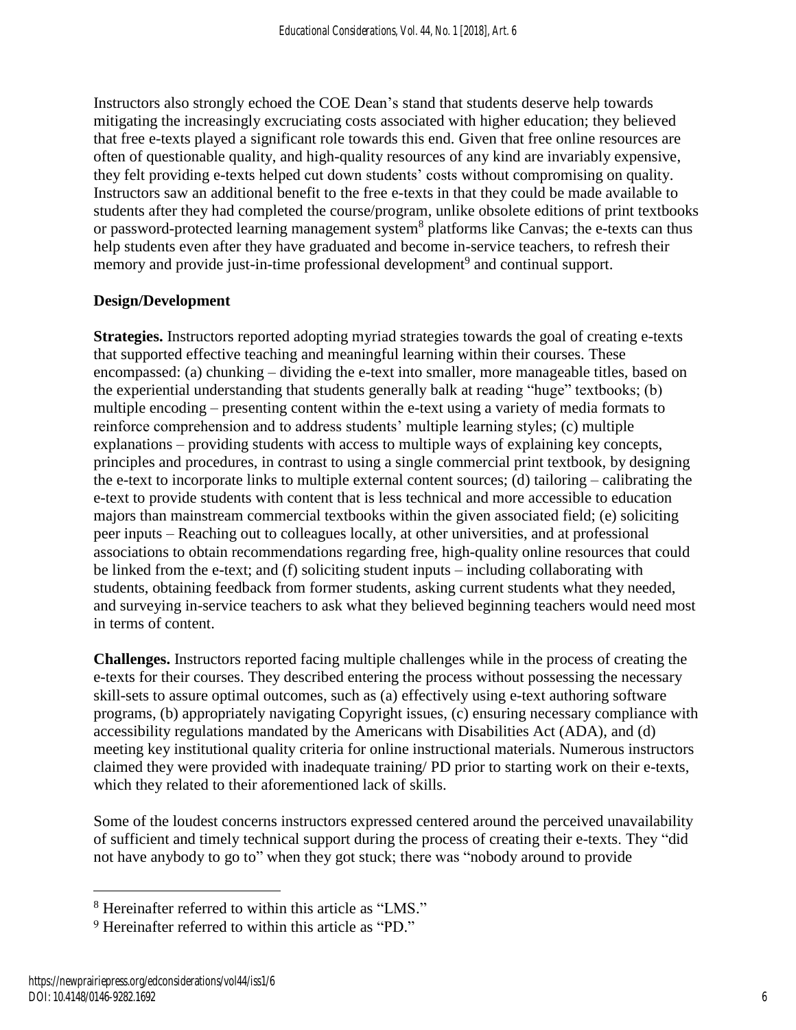Instructors also strongly echoed the COE Dean's stand that students deserve help towards mitigating the increasingly excruciating costs associated with higher education; they believed that free e-texts played a significant role towards this end. Given that free online resources are often of questionable quality, and high-quality resources of any kind are invariably expensive, they felt providing e-texts helped cut down students' costs without compromising on quality. Instructors saw an additional benefit to the free e-texts in that they could be made available to students after they had completed the course/program, unlike obsolete editions of print textbooks or password-protected learning management system[8] platforms like Canvas; the e-texts can thus help students even after they have graduated and become in-service teachers, to refresh their memory and provide just-in-time professional development[9] and continual support.

**Design/Development**

**Strategies.** Instructors reported adopting myriad strategies towards the goal of creating e-texts that supported effective teaching and meaningful learning within their courses. These encompassed: (a) chunking – dividing the e-text into smaller, more manageable titles, based on the experiential understanding that students generally balk at reading "huge" textbooks; (b) multiple encoding – presenting content within the e-text using a variety of media formats to reinforce comprehension and to address students' multiple learning styles; (c) multiple explanations – providing students with access to multiple ways of explaining key concepts, principles and procedures, in contrast to using a single commercial print textbook, by designing the e-text to incorporate links to multiple external content sources; (d) tailoring – calibrating the e-text to provide students with content that is less technical and more accessible to education majors than mainstream commercial textbooks within the given associated field; (e) soliciting peer inputs – Reaching out to colleagues locally, at other universities, and at professional associations to obtain recommendations regarding free, high-quality online resources that could be linked from the e-text; and (f) soliciting student inputs – including collaborating with students, obtaining feedback from former students, asking current students what they needed, and surveying in-service teachers to ask what they believed beginning teachers would need most in terms of content.

**Challenges.** Instructors reported facing multiple challenges while in the process of creating the e-texts for their courses. They described entering the process without possessing the necessary skill-sets to assure optimal outcomes, such as (a) effectively using e-text authoring software programs, (b) appropriately navigating Copyright issues, (c) ensuring necessary compliance with accessibility regulations mandated by the Americans with Disabilities Act (ADA), and (d) meeting key institutional quality criteria for online instructional materials. Numerous instructors claimed they were provided with inadequate training/ PD prior to starting work on their e-texts, which they related to their aforementioned lack of skills.

Some of the loudest concerns instructors expressed centered around the perceived unavailability of sufficient and timely technical support during the process of creating their e-texts. They "did not have anybody to go to" when they got stuck; there was "nobody around to provide

---

[8] Hereinafter referred to within this article as "LMS."

[9] Hereinafter referred to within this article as "PD."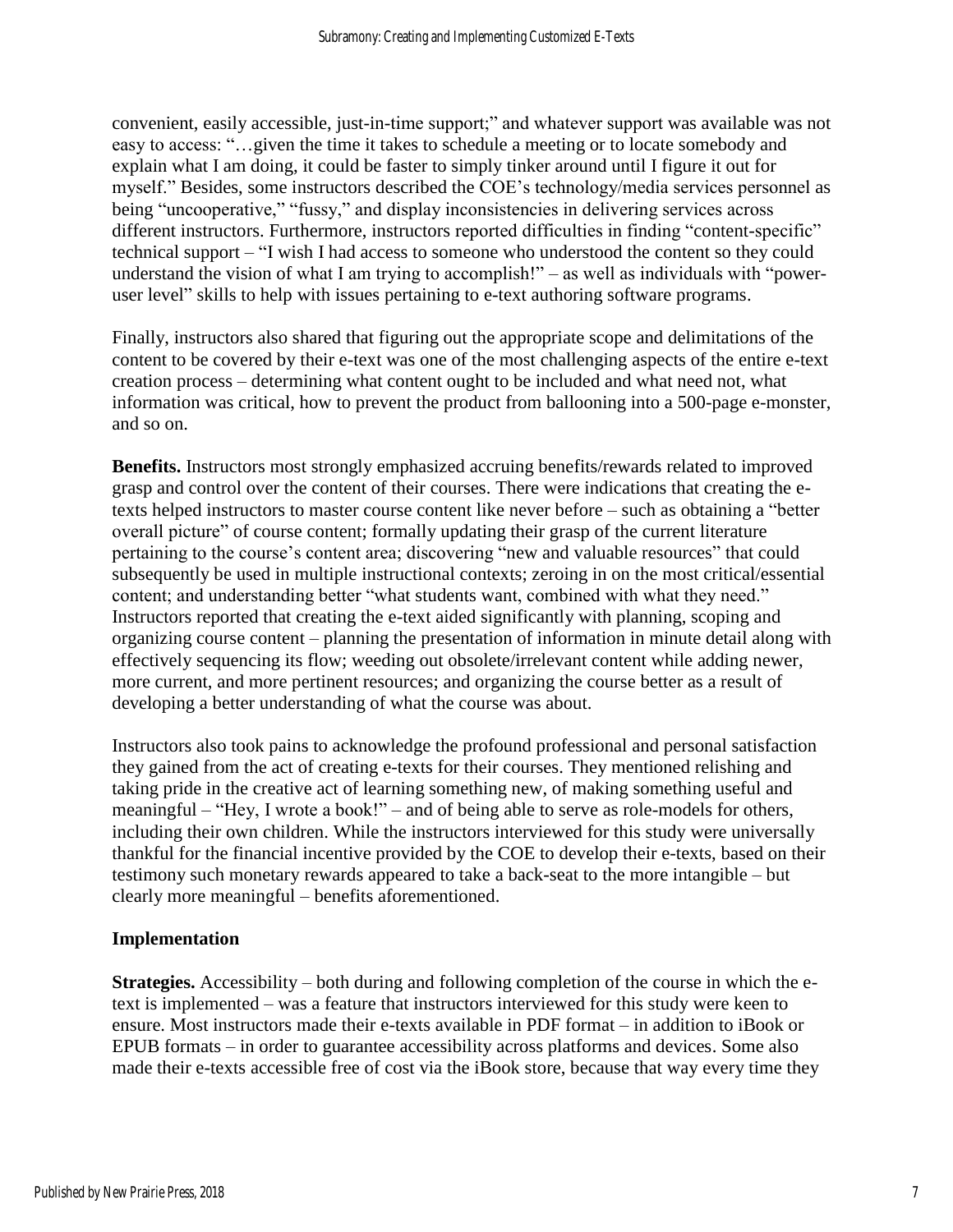convenient, easily accessible, just-in-time support;" and whatever support was available was not easy to access: "…given the time it takes to schedule a meeting or to locate somebody and explain what I am doing, it could be faster to simply tinker around until I figure it out for myself." Besides, some instructors described the COE's technology/media services personnel as being "uncooperative," "fussy," and display inconsistencies in delivering services across different instructors. Furthermore, instructors reported difficulties in finding "content-specific" technical support – "I wish I had access to someone who understood the content so they could understand the vision of what I am trying to accomplish!" – as well as individuals with "power-user level" skills to help with issues pertaining to e-text authoring software programs.

Finally, instructors also shared that figuring out the appropriate scope and delimitations of the content to be covered by their e-text was one of the most challenging aspects of the entire e-text creation process – determining what content ought to be included and what need not, what information was critical, how to prevent the product from ballooning into a 500-page e-monster, and so on.

**Benefits.** Instructors most strongly emphasized accruing benefits/rewards related to improved grasp and control over the content of their courses. There were indications that creating the e-texts helped instructors to master course content like never before – such as obtaining a "better overall picture" of course content; formally updating their grasp of the current literature pertaining to the course's content area; discovering "new and valuable resources" that could subsequently be used in multiple instructional contexts; zeroing in on the most critical/essential content; and understanding better "what students want, combined with what they need." Instructors reported that creating the e-text aided significantly with planning, scoping and organizing course content – planning the presentation of information in minute detail along with effectively sequencing its flow; weeding out obsolete/irrelevant content while adding newer, more current, and more pertinent resources; and organizing the course better as a result of developing a better understanding of what the course was about.

Instructors also took pains to acknowledge the profound professional and personal satisfaction they gained from the act of creating e-texts for their courses. They mentioned relishing and taking pride in the creative act of learning something new, of making something useful and meaningful – "Hey, I wrote a book!" – and of being able to serve as role-models for others, including their own children. While the instructors interviewed for this study were universally thankful for the financial incentive provided by the COE to develop their e-texts, based on their testimony such monetary rewards appeared to take a back-seat to the more intangible – but clearly more meaningful – benefits aforementioned.

## Implementation

**Strategies.** Accessibility – both during and following completion of the course in which the e-text is implemented – was a feature that instructors interviewed for this study were keen to ensure. Most instructors made their e-texts available in PDF format – in addition to iBook or EPUB formats – in order to guarantee accessibility across platforms and devices. Some also made their e-texts accessible free of cost via the iBook store, because that way every time they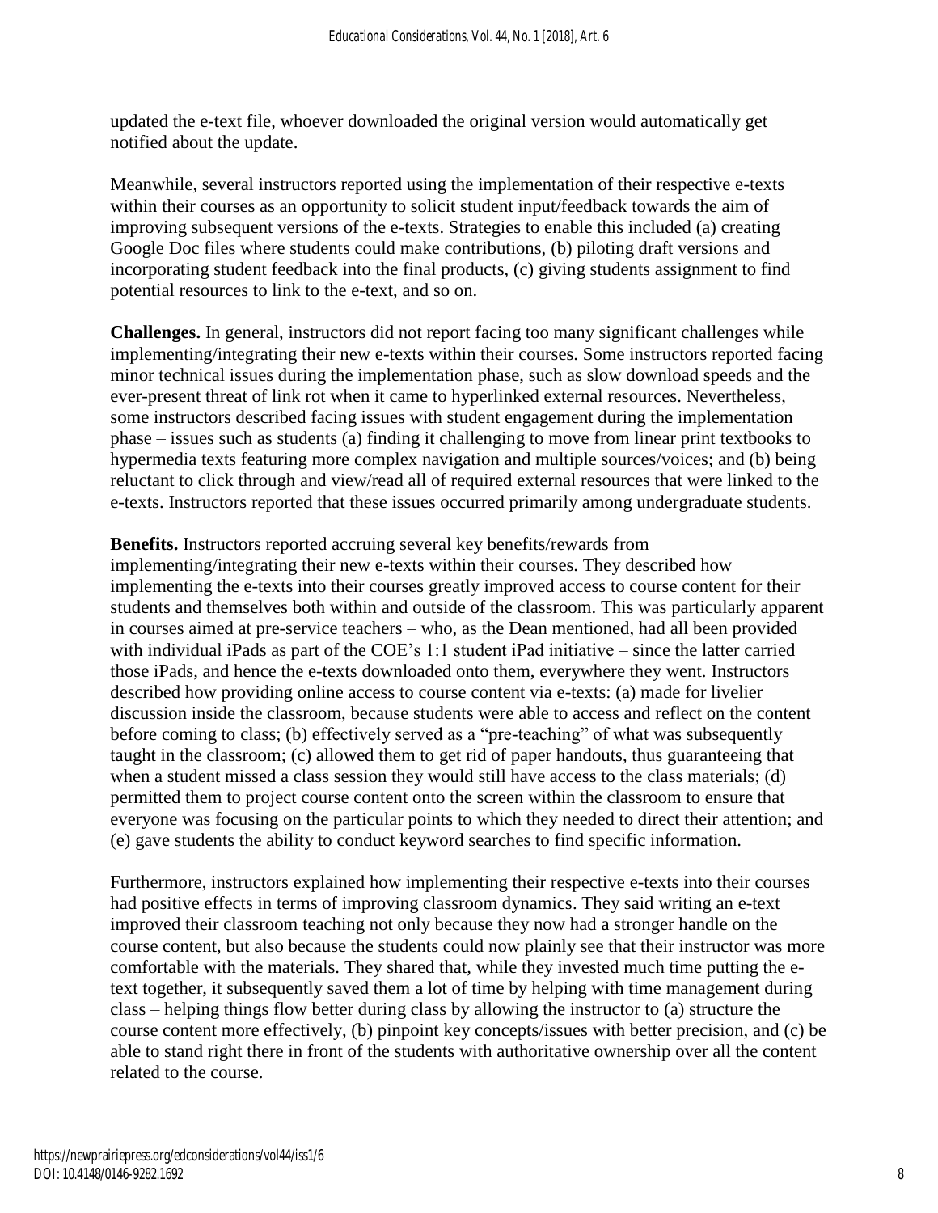updated the e-text file, whoever downloaded the original version would automatically get notified about the update.

Meanwhile, several instructors reported using the implementation of their respective e-texts within their courses as an opportunity to solicit student input/feedback towards the aim of improving subsequent versions of the e-texts. Strategies to enable this included (a) creating Google Doc files where students could make contributions, (b) piloting draft versions and incorporating student feedback into the final products, (c) giving students assignment to find potential resources to link to the e-text, and so on.

**Challenges.** In general, instructors did not report facing too many significant challenges while implementing/integrating their new e-texts within their courses. Some instructors reported facing minor technical issues during the implementation phase, such as slow download speeds and the ever-present threat of link rot when it came to hyperlinked external resources. Nevertheless, some instructors described facing issues with student engagement during the implementation phase – issues such as students (a) finding it challenging to move from linear print textbooks to hypermedia texts featuring more complex navigation and multiple sources/voices; and (b) being reluctant to click through and view/read all of required external resources that were linked to the e-texts. Instructors reported that these issues occurred primarily among undergraduate students.

**Benefits.** Instructors reported accruing several key benefits/rewards from implementing/integrating their new e-texts within their courses. They described how implementing the e-texts into their courses greatly improved access to course content for their students and themselves both within and outside of the classroom. This was particularly apparent in courses aimed at pre-service teachers – who, as the Dean mentioned, had all been provided with individual iPads as part of the COE's 1:1 student iPad initiative – since the latter carried those iPads, and hence the e-texts downloaded onto them, everywhere they went. Instructors described how providing online access to course content via e-texts: (a) made for livelier discussion inside the classroom, because students were able to access and reflect on the content before coming to class; (b) effectively served as a "pre-teaching" of what was subsequently taught in the classroom; (c) allowed them to get rid of paper handouts, thus guaranteeing that when a student missed a class session they would still have access to the class materials; (d) permitted them to project course content onto the screen within the classroom to ensure that everyone was focusing on the particular points to which they needed to direct their attention; and (e) gave students the ability to conduct keyword searches to find specific information.

Furthermore, instructors explained how implementing their respective e-texts into their courses had positive effects in terms of improving classroom dynamics. They said writing an e-text improved their classroom teaching not only because they now had a stronger handle on the course content, but also because the students could now plainly see that their instructor was more comfortable with the materials. They shared that, while they invested much time putting the e-text together, it subsequently saved them a lot of time by helping with time management during class – helping things flow better during class by allowing the instructor to (a) structure the course content more effectively, (b) pinpoint key concepts/issues with better precision, and (c) be able to stand right there in front of the students with authoritative ownership over all the content related to the course.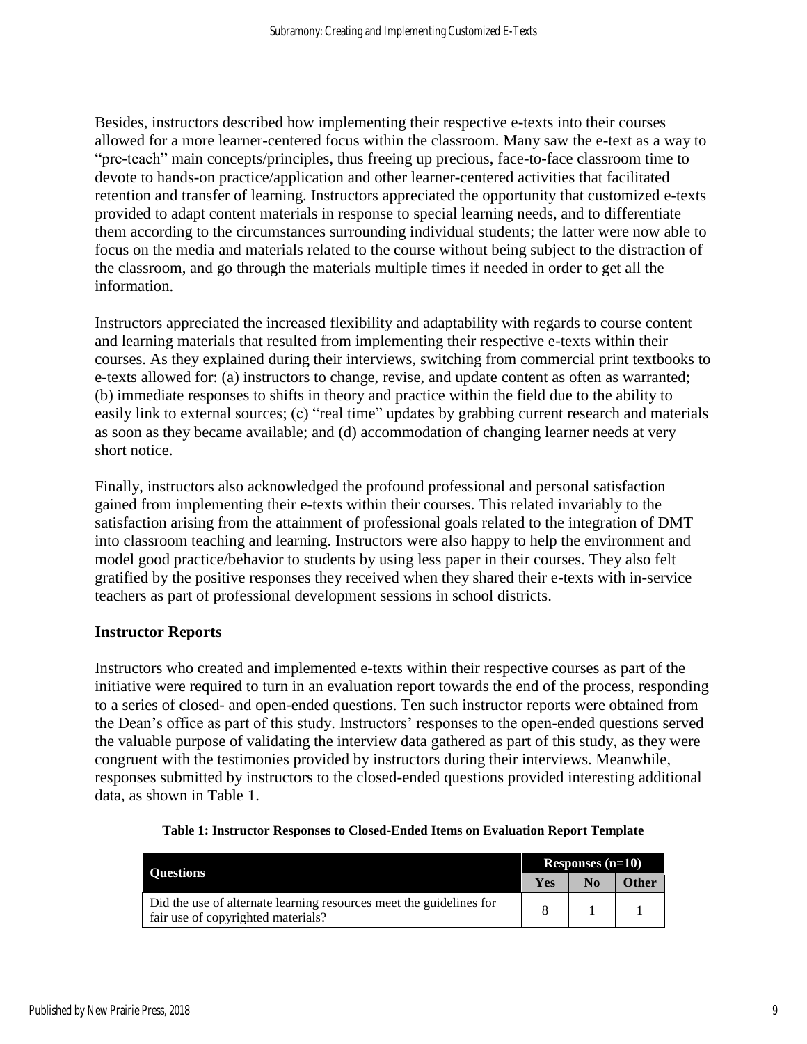Besides, instructors described how implementing their respective e-texts into their courses allowed for a more learner-centered focus within the classroom. Many saw the e-text as a way to "pre-teach" main concepts/principles, thus freeing up precious, face-to-face classroom time to devote to hands-on practice/application and other learner-centered activities that facilitated retention and transfer of learning. Instructors appreciated the opportunity that customized e-texts provided to adapt content materials in response to special learning needs, and to differentiate them according to the circumstances surrounding individual students; the latter were now able to focus on the media and materials related to the course without being subject to the distraction of the classroom, and go through the materials multiple times if needed in order to get all the information.

Instructors appreciated the increased flexibility and adaptability with regards to course content and learning materials that resulted from implementing their respective e-texts within their courses. As they explained during their interviews, switching from commercial print textbooks to e-texts allowed for: (a) instructors to change, revise, and update content as often as warranted; (b) immediate responses to shifts in theory and practice within the field due to the ability to easily link to external sources; (c) "real time" updates by grabbing current research and materials as soon as they became available; and (d) accommodation of changing learner needs at very short notice.

Finally, instructors also acknowledged the profound professional and personal satisfaction gained from implementing their e-texts within their courses. This related invariably to the satisfaction arising from the attainment of professional goals related to the integration of DMT into classroom teaching and learning. Instructors were also happy to help the environment and model good practice/behavior to students by using less paper in their courses. They also felt gratified by the positive responses they received when they shared their e-texts with in-service teachers as part of professional development sessions in school districts.

### Instructor Reports

Instructors who created and implemented e-texts within their respective courses as part of the initiative were required to turn in an evaluation report towards the end of the process, responding to a series of closed- and open-ended questions. Ten such instructor reports were obtained from the Dean's office as part of this study. Instructors' responses to the open-ended questions served the valuable purpose of validating the interview data gathered as part of this study, as they were congruent with the testimonies provided by instructors during their interviews. Meanwhile, responses submitted by instructors to the closed-ended questions provided interesting additional data, as shown in Table 1.

**Table 1: Instructor Responses to Closed-Ended Items on Evaluation Report Template**

| Questions | Responses (n=10) | | |
|---|---|---|---|
| | Yes | No | Other |
| Did the use of alternate learning resources meet the guidelines for fair use of copyrighted materials? | 8 | 1 | 1 |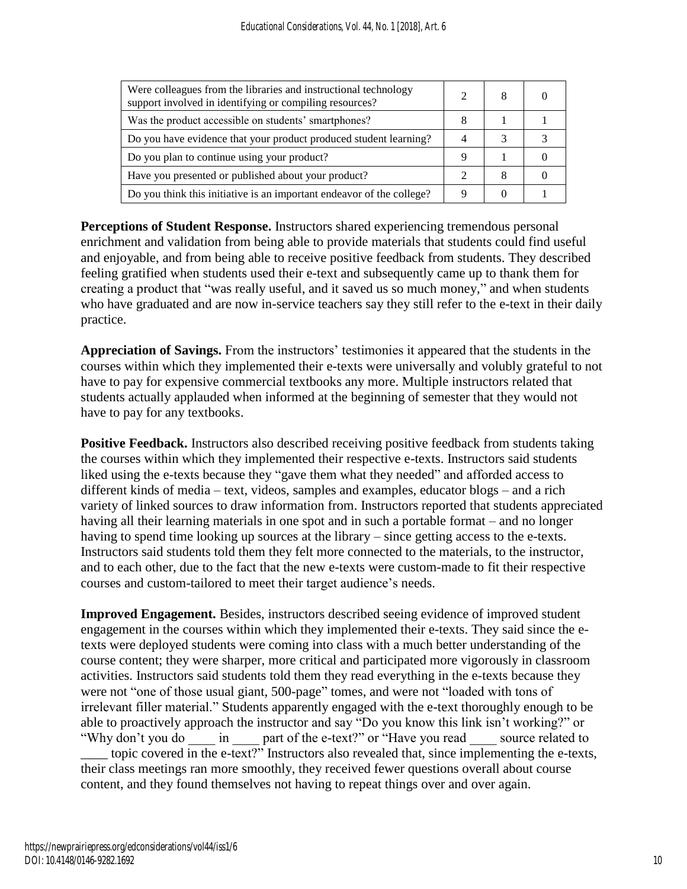| Were colleagues from the libraries and instructional technology support involved in identifying or compiling resources? | 2 | 8 | 0 |
|---|---|---|---|
| Was the product accessible on students' smartphones? | 8 | 1 | 1 |
| Do you have evidence that your product produced student learning? | 4 | 3 | 3 |
| Do you plan to continue using your product? | 9 | 1 | 0 |
| Have you presented or published about your product? | 2 | 8 | 0 |
| Do you think this initiative is an important endeavor of the college? | 9 | 0 | 1 |

**Perceptions of Student Response.** Instructors shared experiencing tremendous personal enrichment and validation from being able to provide materials that students could find useful and enjoyable, and from being able to receive positive feedback from students. They described feeling gratified when students used their e-text and subsequently came up to thank them for creating a product that "was really useful, and it saved us so much money," and when students who have graduated and are now in-service teachers say they still refer to the e-text in their daily practice.

**Appreciation of Savings.** From the instructors' testimonies it appeared that the students in the courses within which they implemented their e-texts were universally and volubly grateful to not have to pay for expensive commercial textbooks any more. Multiple instructors related that students actually applauded when informed at the beginning of semester that they would not have to pay for any textbooks.

**Positive Feedback.** Instructors also described receiving positive feedback from students taking the courses within which they implemented their respective e-texts. Instructors said students liked using the e-texts because they "gave them what they needed" and afforded access to different kinds of media – text, videos, samples and examples, educator blogs – and a rich variety of linked sources to draw information from. Instructors reported that students appreciated having all their learning materials in one spot and in such a portable format – and no longer having to spend time looking up sources at the library – since getting access to the e-texts. Instructors said students told them they felt more connected to the materials, to the instructor, and to each other, due to the fact that the new e-texts were custom-made to fit their respective courses and custom-tailored to meet their target audience's needs.

**Improved Engagement.** Besides, instructors described seeing evidence of improved student engagement in the courses within which they implemented their e-texts. They said since the e-texts were deployed students were coming into class with a much better understanding of the course content; they were sharper, more critical and participated more vigorously in classroom activities. Instructors said students told them they read everything in the e-texts because they were not "one of those usual giant, 500-page" tomes, and were not "loaded with tons of irrelevant filler material." Students apparently engaged with the e-text thoroughly enough to be able to proactively approach the instructor and say "Do you know this link isn't working?" or "Why don't you do ____ in ____ part of the e-text?" or "Have you read ____ source related to ____ topic covered in the e-text?" Instructors also revealed that, since implementing the e-texts, their class meetings ran more smoothly, they received fewer questions overall about course content, and they found themselves not having to repeat things over and over again.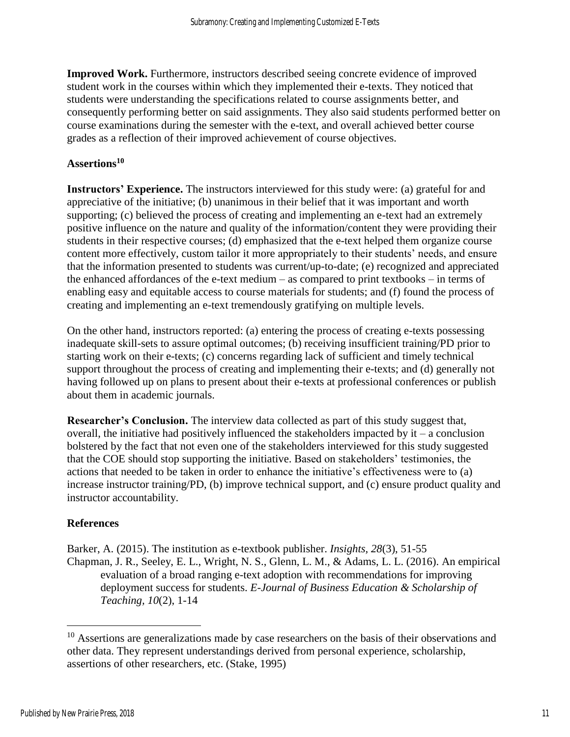**Improved Work.** Furthermore, instructors described seeing concrete evidence of improved student work in the courses within which they implemented their e-texts. They noticed that students were understanding the specifications related to course assignments better, and consequently performing better on said assignments. They also said students performed better on course examinations during the semester with the e-text, and overall achieved better course grades as a reflection of their improved achievement of course objectives.

### Assertions[10]

**Instructors' Experience.** The instructors interviewed for this study were: (a) grateful for and appreciative of the initiative; (b) unanimous in their belief that it was important and worth supporting; (c) believed the process of creating and implementing an e-text had an extremely positive influence on the nature and quality of the information/content they were providing their students in their respective courses; (d) emphasized that the e-text helped them organize course content more effectively, custom tailor it more appropriately to their students' needs, and ensure that the information presented to students was current/up-to-date; (e) recognized and appreciated the enhanced affordances of the e-text medium – as compared to print textbooks – in terms of enabling easy and equitable access to course materials for students; and (f) found the process of creating and implementing an e-text tremendously gratifying on multiple levels.

On the other hand, instructors reported: (a) entering the process of creating e-texts possessing inadequate skill-sets to assure optimal outcomes; (b) receiving insufficient training/PD prior to starting work on their e-texts; (c) concerns regarding lack of sufficient and timely technical support throughout the process of creating and implementing their e-texts; and (d) generally not having followed up on plans to present about their e-texts at professional conferences or publish about them in academic journals.

**Researcher's Conclusion.** The interview data collected as part of this study suggest that, overall, the initiative had positively influenced the stakeholders impacted by it – a conclusion bolstered by the fact that not even one of the stakeholders interviewed for this study suggested that the COE should stop supporting the initiative. Based on stakeholders' testimonies, the actions that needed to be taken in order to enhance the initiative's effectiveness were to (a) increase instructor training/PD, (b) improve technical support, and (c) ensure product quality and instructor accountability.

### References

Barker, A. (2015). The institution as e-textbook publisher. *Insights, 28*(3), 51-55

Chapman, J. R., Seeley, E. L., Wright, N. S., Glenn, L. M., & Adams, L. L. (2016). An empirical evaluation of a broad ranging e-text adoption with recommendations for improving deployment success for students. *E-Journal of Business Education & Scholarship of Teaching, 10*(2), 1-14

---

[10] Assertions are generalizations made by case researchers on the basis of their observations and other data. They represent understandings derived from personal experience, scholarship, assertions of other researchers, etc. (Stake, 1995)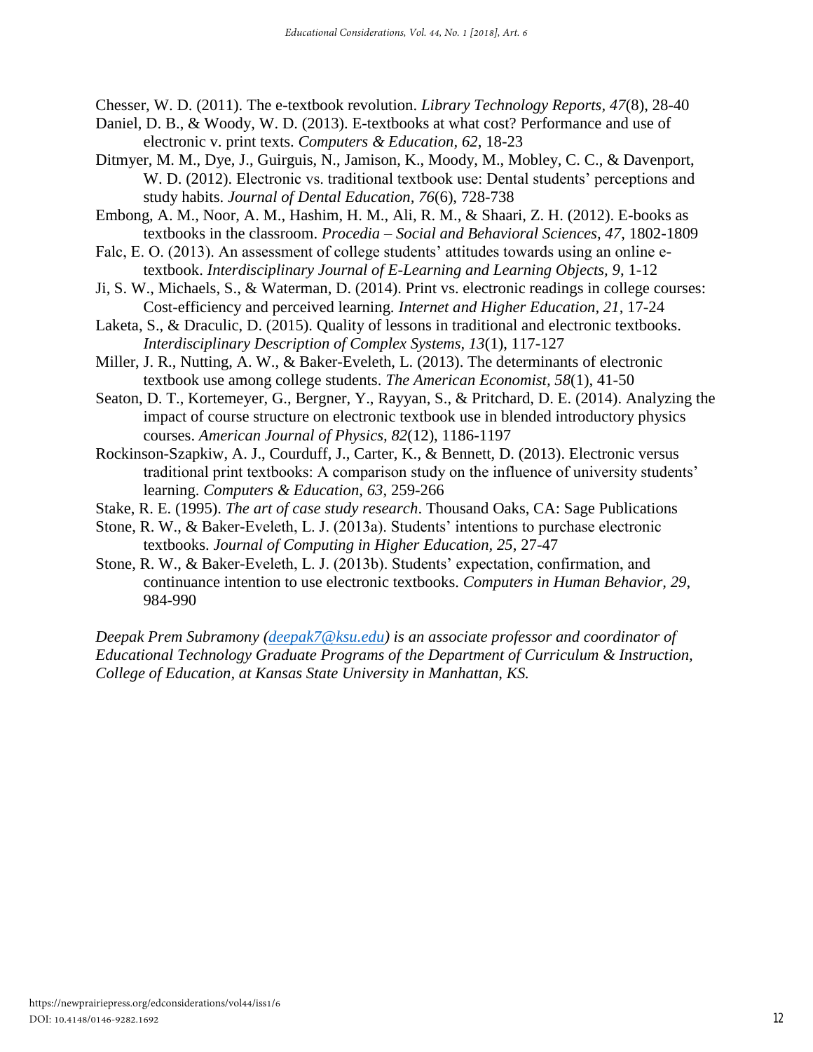Chesser, W. D. (2011). The e-textbook revolution. *Library Technology Reports, 47*(8), 28-40

Daniel, D. B., & Woody, W. D. (2013). E-textbooks at what cost? Performance and use of electronic v. print texts. *Computers & Education, 62*, 18-23

Ditmyer, M. M., Dye, J., Guirguis, N., Jamison, K., Moody, M., Mobley, C. C., & Davenport, W. D. (2012). Electronic vs. traditional textbook use: Dental students' perceptions and study habits. *Journal of Dental Education, 76*(6), 728-738

Embong, A. M., Noor, A. M., Hashim, H. M., Ali, R. M., & Shaari, Z. H. (2012). E-books as textbooks in the classroom. *Procedia – Social and Behavioral Sciences, 47*, 1802-1809

Falc, E. O. (2013). An assessment of college students' attitudes towards using an online e-textbook. *Interdisciplinary Journal of E-Learning and Learning Objects, 9*, 1-12

Ji, S. W., Michaels, S., & Waterman, D. (2014). Print vs. electronic readings in college courses: Cost-efficiency and perceived learning. *Internet and Higher Education, 21*, 17-24

Laketa, S., & Draculic, D. (2015). Quality of lessons in traditional and electronic textbooks. *Interdisciplinary Description of Complex Systems, 13*(1), 117-127

Miller, J. R., Nutting, A. W., & Baker-Eveleth, L. (2013). The determinants of electronic textbook use among college students. *The American Economist, 58*(1), 41-50

Seaton, D. T., Kortemeyer, G., Bergner, Y., Rayyan, S., & Pritchard, D. E. (2014). Analyzing the impact of course structure on electronic textbook use in blended introductory physics courses. *American Journal of Physics, 82*(12), 1186-1197

Rockinson-Szapkiw, A. J., Courduff, J., Carter, K., & Bennett, D. (2013). Electronic versus traditional print textbooks: A comparison study on the influence of university students' learning. *Computers & Education, 63*, 259-266

Stake, R. E. (1995). *The art of case study research*. Thousand Oaks, CA: Sage Publications

Stone, R. W., & Baker-Eveleth, L. J. (2013a). Students' intentions to purchase electronic textbooks. *Journal of Computing in Higher Education, 25*, 27-47

Stone, R. W., & Baker-Eveleth, L. J. (2013b). Students' expectation, confirmation, and continuance intention to use electronic textbooks. *Computers in Human Behavior, 29*, 984-990

*Deepak Prem Subramony (deepak7@ksu.edu) is an associate professor and coordinator of Educational Technology Graduate Programs of the Department of Curriculum & Instruction, College of Education, at Kansas State University in Manhattan, KS.*